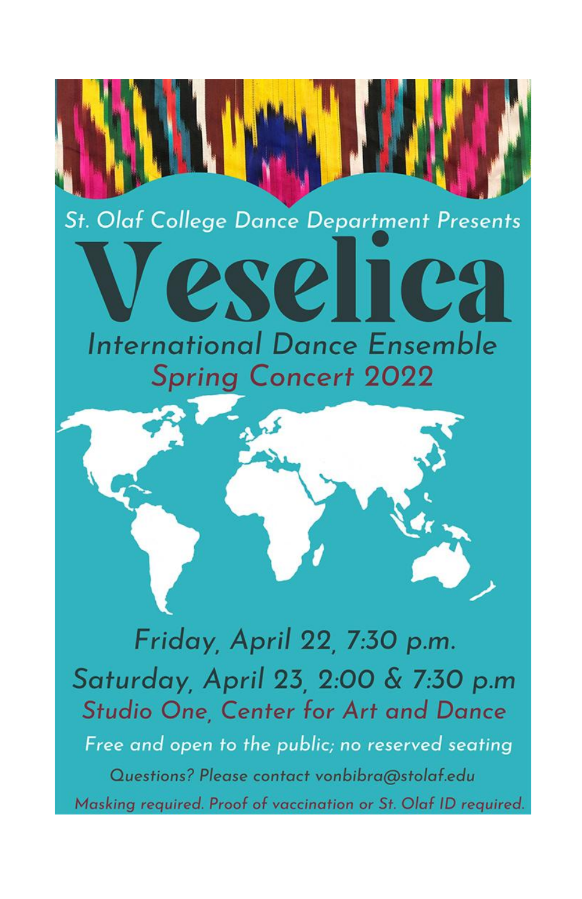St. Olaf College Dance Department Presents

# Veselica

## International Dance Ensemble

### Spring Concert 2022

Friday, April 22, 7:30 p.m.

Saturday, April 23, 2:00 & 7:30 p.m

Studio One, Center for Art and Dance

*Free and open to the public; no reserved seating*

Questions? Please contact vonbibra@stolaf.edu

*Masking required. Proof of vaccination or St. Olaf ID required.*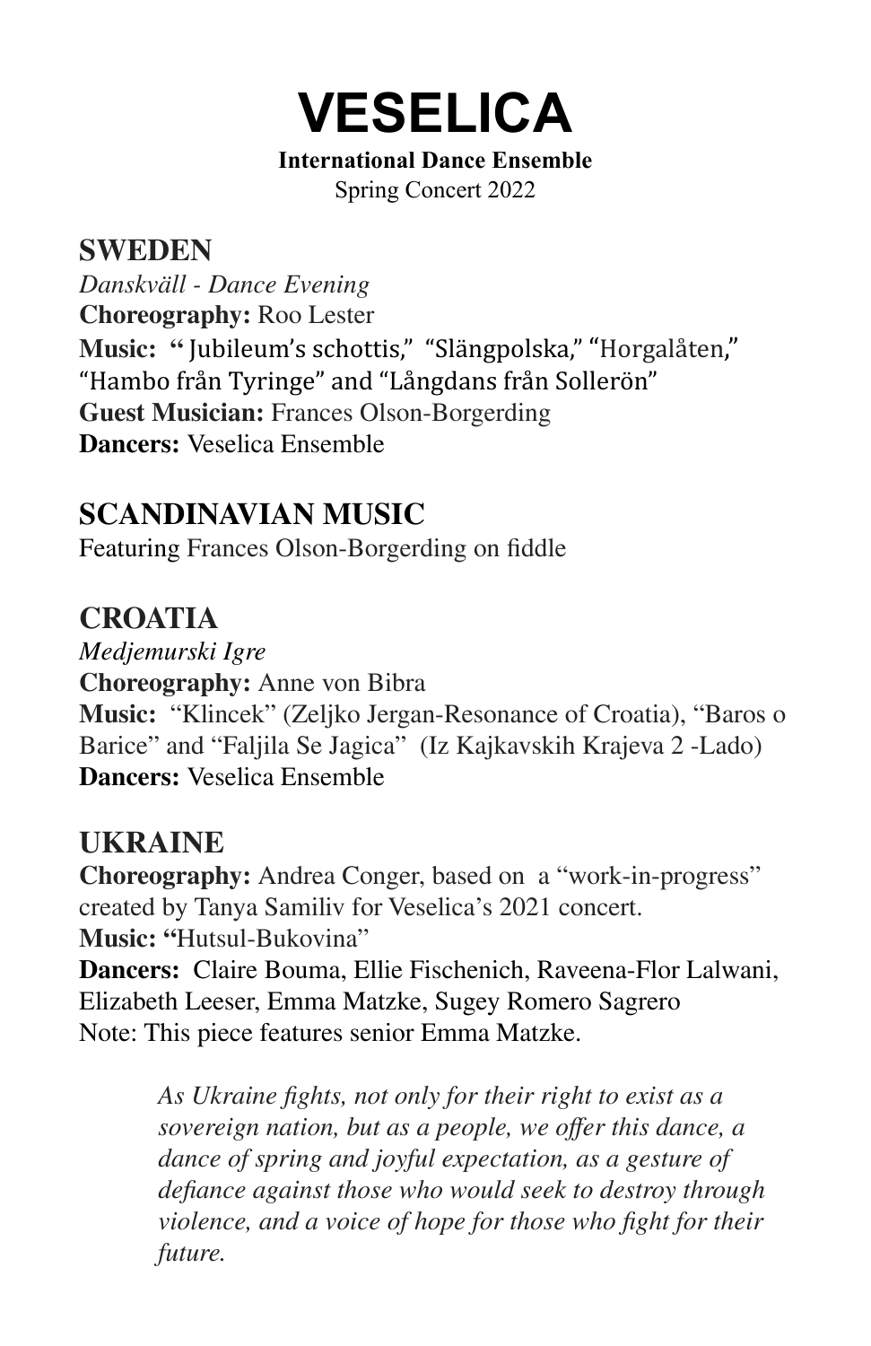# VESELICA

**International Dance Ensemble**

Spring Concert 2022

## SWEDEN

*Danskväll - Dance Evening*

**Choreography:** Roo Lester

**Music:** "Jubileum's schottis," "Slängpolska," "Horgalåten," "Hambo från Tyringe" and "Långdans från Sollerön"

**Guest Musician:** Frances Olson-Borgerding

**Dancers:** Veselica Ensemble

## SCANDINAVIAN MUSIC

Featuring Frances Olson-Borgerding on fiddle

## CROATIA

*Medjemurski Igre*

**Choreography:** Anne von Bibra

**Music:** "Klincek" (Zeljko Jergan-Resonance of Croatia), "Baros o Barice" and "Faljila Se Jagica" (Iz Kajkavskih Krajeva 2 -Lado)

**Dancers:** Veselica Ensemble

## UKRAINE

**Choreography:** Andrea Conger, based on a "work-in-progress" created by Tanya Samiliv for Veselica's 2021 concert.

**Music:** "Hutsul-Bukovina"

**Dancers:** Claire Bouma, Ellie Fischenich, Raveena-Flor Lalwani, Elizabeth Leeser, Emma Matzke, Sugey Romero Sagrero

Note: This piece features senior Emma Matzke.

> *As Ukraine fights, not only for their right to exist as a sovereign nation, but as a people, we offer this dance, a dance of spring and joyful expectation, as a gesture of defiance against those who would seek to destroy through violence, and a voice of hope for those who fight for their future.*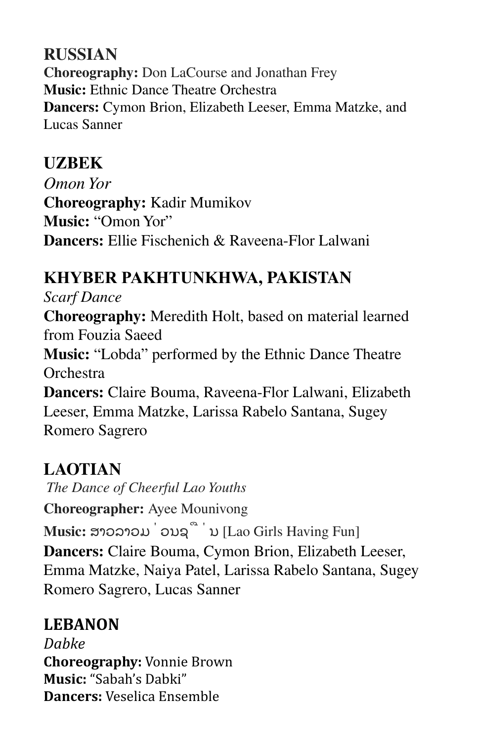## RUSSIAN

**Choreography:** Don LaCourse and Jonathan Frey
**Music:** Ethnic Dance Theatre Orchestra
**Dancers:** Cymon Brion, Elizabeth Leeser, Emma Matzke, and Lucas Sanner

## UZBEK

*Omon Yor*
**Choreography:** Kadir Mumikov
**Music:** "Omon Yor"
**Dancers:** Ellie Fischenich & Raveena-Flor Lalwani

## KHYBER PAKHTUNKHWA, PAKISTAN

*Scarf Dance*
**Choreography:** Meredith Holt, based on material learned from Fouzia Saeed
**Music:** "Lobda" performed by the Ethnic Dance Theatre Orchestra
**Dancers:** Claire Bouma, Raveena-Flor Lalwani, Elizabeth Leeser, Emma Matzke, Larissa Rabelo Santana, Sugey Romero Sagrero

## LAOTIAN

*The Dance of Cheerful Lao Youths*
**Choreographer:** Ayee Mounivong
**Music:** ສາວລາວມ່ວນຊື່ນ [Lao Girls Having Fun]
**Dancers:** Claire Bouma, Cymon Brion, Elizabeth Leeser, Emma Matzke, Naiya Patel, Larissa Rabelo Santana, Sugey Romero Sagrero, Lucas Sanner

## LEBANON

*Dabke*
**Choreography:** Vonnie Brown
**Music:** "Sabah's Dabki"
**Dancers:** Veselica Ensemble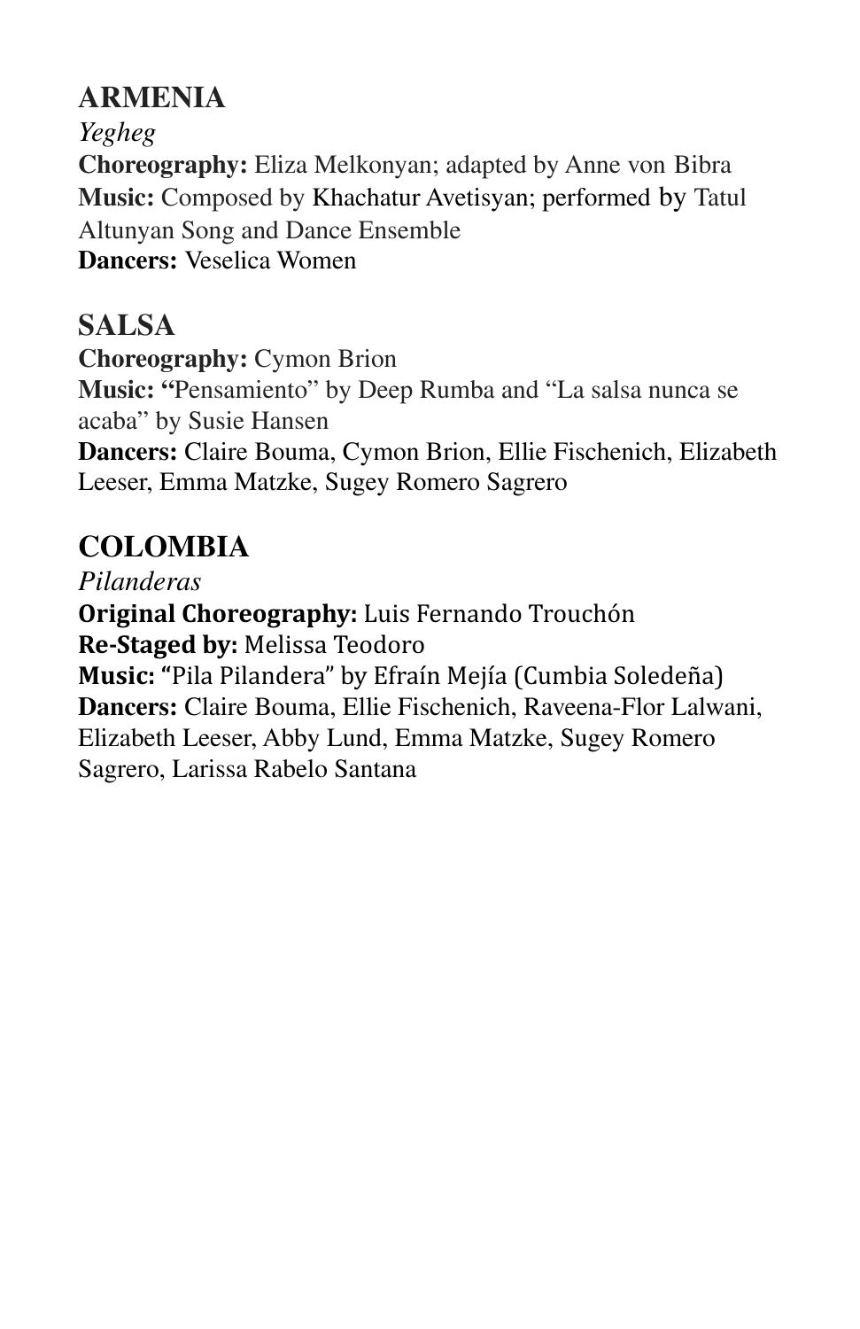## ARMENIA

*Yegheg*

**Choreography:** Eliza Melkonyan; adapted by Anne von Bibra
**Music:** Composed by Khachatur Avetisyan; performed by Tatul Altunyan Song and Dance Ensemble
**Dancers:** Veselica Women

## SALSA

**Choreography:** Cymon Brion
**Music:** "Pensamiento" by Deep Rumba and "La salsa nunca se acaba" by Susie Hansen
**Dancers:** Claire Bouma, Cymon Brion, Ellie Fischenich, Elizabeth Leeser, Emma Matzke, Sugey Romero Sagrero

## COLOMBIA

*Pilanderas*

**Original Choreography:** Luis Fernando Trouchón
**Re-Staged by:** Melissa Teodoro
**Music:** "Pila Pilandera" by Efraín Mejía (Cumbia Soledeña)
**Dancers:** Claire Bouma, Ellie Fischenich, Raveena-Flor Lalwani, Elizabeth Leeser, Abby Lund, Emma Matzke, Sugey Romero Sagrero, Larissa Rabelo Santana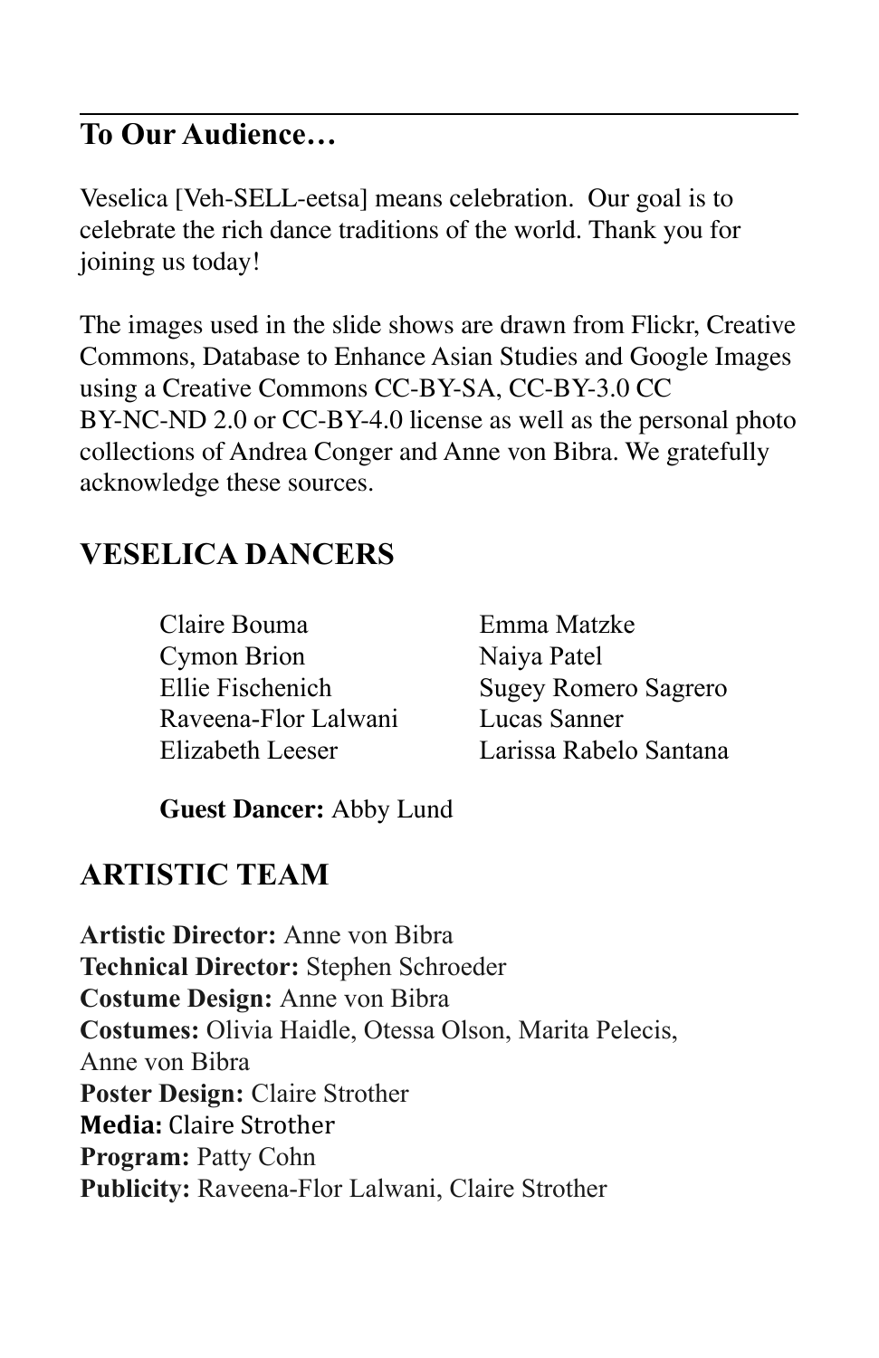## To Our Audience…

Veselica [Veh-SELL-eetsa] means celebration. Our goal is to celebrate the rich dance traditions of the world. Thank you for joining us today!

The images used in the slide shows are drawn from Flickr, Creative Commons, Database to Enhance Asian Studies and Google Images using a Creative Commons CC-BY-SA, CC-BY-3.0 CC BY-NC-ND 2.0 or CC-BY-4.0 license as well as the personal photo collections of Andrea Conger and Anne von Bibra. We gratefully acknowledge these sources.

## VESELICA DANCERS

Claire Bouma
Cymon Brion
Ellie Fischenich
Raveena-Flor Lalwani
Elizabeth Leeser
Emma Matzke
Naiya Patel
Sugey Romero Sagrero
Lucas Sanner
Larissa Rabelo Santana

**Guest Dancer:** Abby Lund

## ARTISTIC TEAM

**Artistic Director:** Anne von Bibra
**Technical Director:** Stephen Schroeder
**Costume Design:** Anne von Bibra
**Costumes:** Olivia Haidle, Otessa Olson, Marita Pelecis, Anne von Bibra
**Poster Design:** Claire Strother
**Media:** Claire Strother
**Program:** Patty Cohn
**Publicity:** Raveena-Flor Lalwani, Claire Strother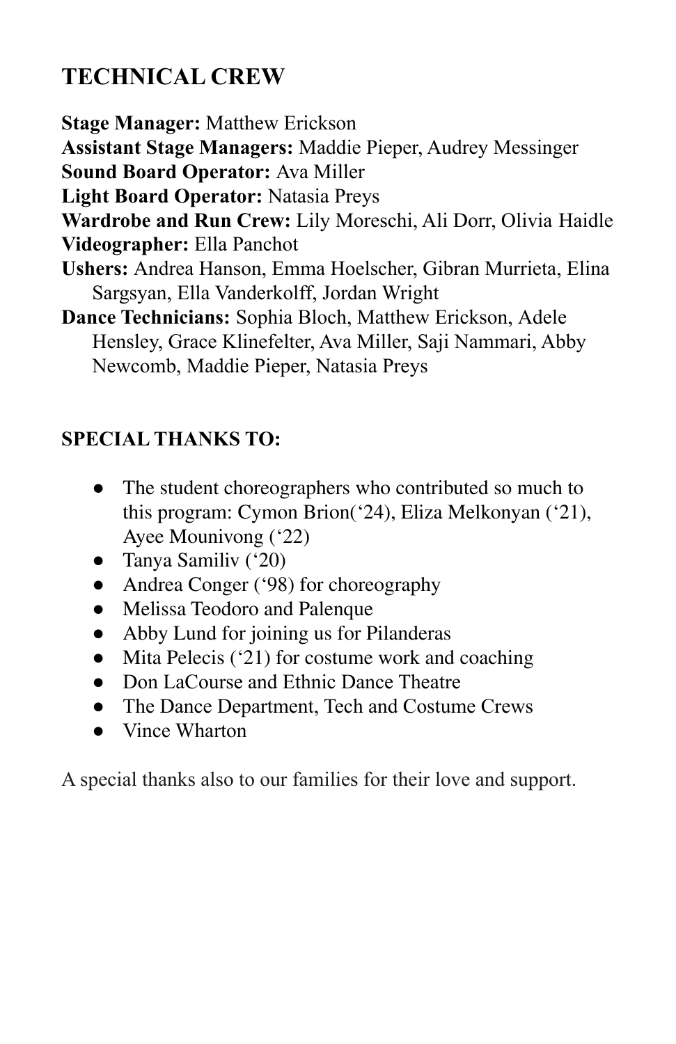## TECHNICAL CREW

**Stage Manager:** Matthew Erickson
**Assistant Stage Managers:** Maddie Pieper, Audrey Messinger
**Sound Board Operator:** Ava Miller
**Light Board Operator:** Natasia Preys
**Wardrobe and Run Crew:** Lily Moreschi, Ali Dorr, Olivia Haidle
**Videographer:** Ella Panchot
**Ushers:** Andrea Hanson, Emma Hoelscher, Gibran Murrieta, Elina Sargsyan, Ella Vanderkolff, Jordan Wright
**Dance Technicians:** Sophia Bloch, Matthew Erickson, Adele Hensley, Grace Klinefelter, Ava Miller, Saji Nammari, Abby Newcomb, Maddie Pieper, Natasia Preys

### SPECIAL THANKS TO:

- The student choreographers who contributed so much to this program: Cymon Brion('24), Eliza Melkonyan ('21), Ayee Mounivong ('22)
- Tanya Samiliv ('20)
- Andrea Conger ('98) for choreography
- Melissa Teodoro and Palenque
- Abby Lund for joining us for Pilanderas
- Mita Pelecis ('21) for costume work and coaching
- Don LaCourse and Ethnic Dance Theatre
- The Dance Department, Tech and Costume Crews
- Vince Wharton

A special thanks also to our families for their love and support.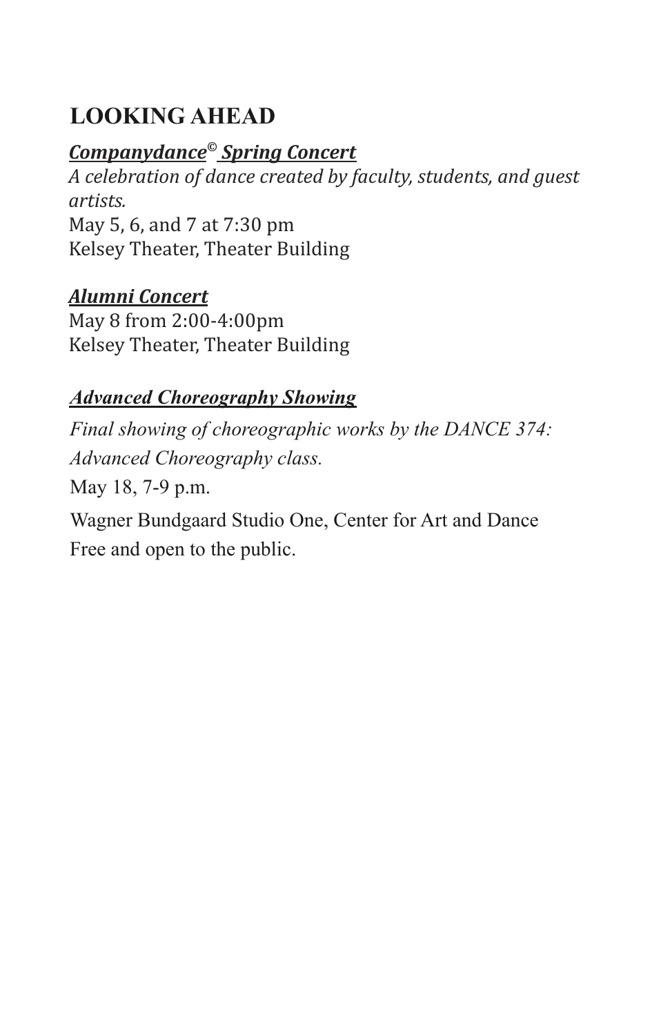## LOOKING AHEAD

***Companydance© Spring Concert***

*A celebration of dance created by faculty, students, and guest artists.*

May 5, 6, and 7 at 7:30 pm

Kelsey Theater, Theater Building

***Alumni Concert***

May 8 from 2:00-4:00pm

Kelsey Theater, Theater Building

***Advanced Choreography Showing***

*Final showing of choreographic works by the DANCE 374: Advanced Choreography class.*

May 18, 7-9 p.m.

Wagner Bundgaard Studio One, Center for Art and Dance

Free and open to the public.